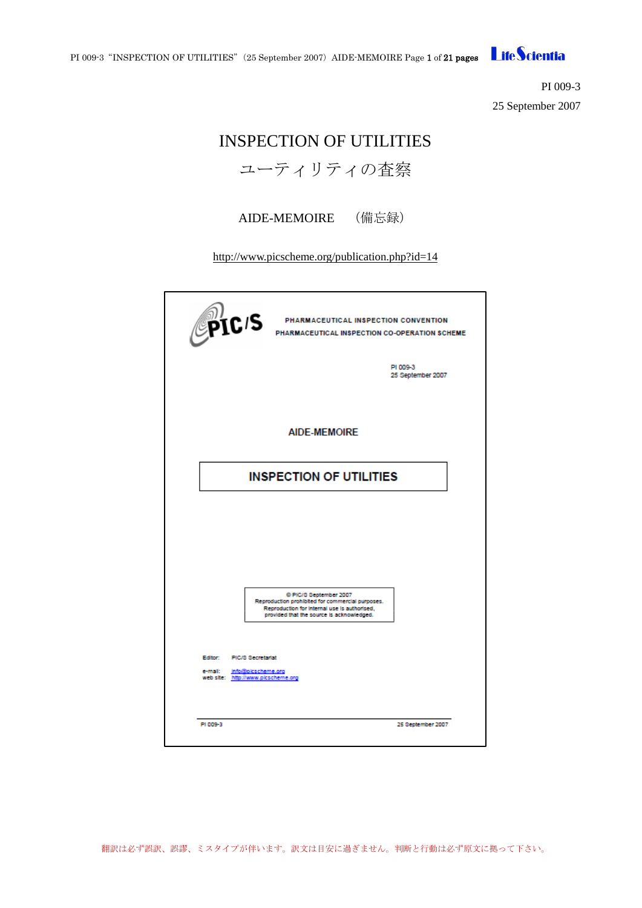PI 009-3

25 September 2007

# INSPECTION OF UTILITIES

# ユーティリティの査察

AIDE-MEMOIRE　（備忘録）

http://www.picscheme.org/publication.php?id=14

PIC/S

PHARMACEUTICAL INSPECTION CONVENTION

PHARMACEUTICAL INSPECTION CO-OPERATION SCHEME

PI 009-3
25 September 2007

AIDE-MEMOIRE

**INSPECTION OF UTILITIES**

© PIC/S September 2007
Reproduction prohibited for commercial purposes.
Reproduction for internal use is authorised,
provided that the source is acknowledged.

Editor: PIC/S Secretariat

e-mail: info@picscheme.org
web site: http://www.picscheme.org

PI 009-3　　25 September 2007

翻訳は必ず誤訳、誤謬、ミスタイプが伴います。訳文は目安に過ぎません。判断と行動は必ず原文に拠って下さい。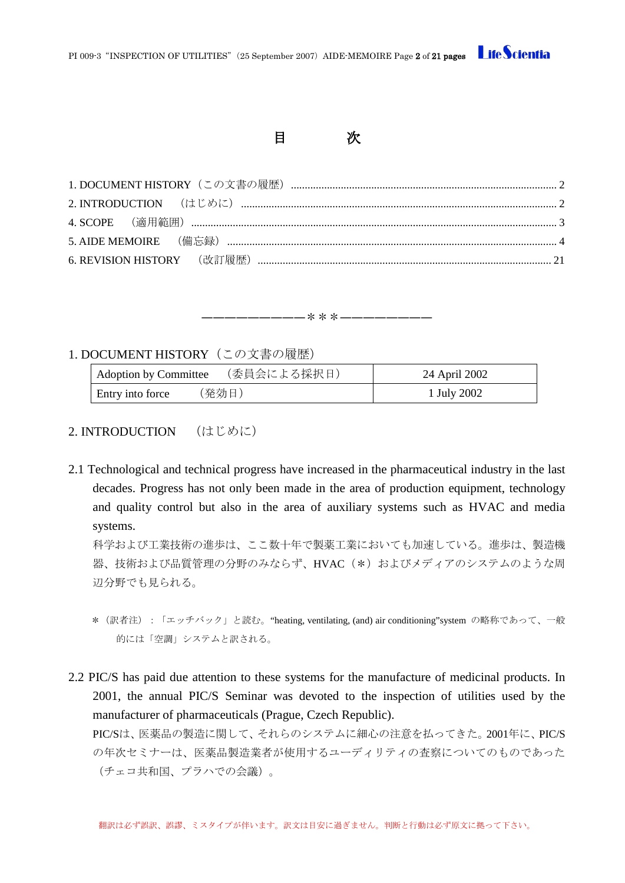# 目　　次

1. DOCUMENT HISTORY（この文書の履歴） .......... 2
2. INTRODUCTION　（はじめに） .......... 2
4. SCOPE　（適用範囲） .......... 3
5. AIDE MEMOIRE　（備忘録） .......... 4
6. REVISION HISTORY　（改訂履歴） .......... 21

————————＊＊＊————————

## 1. DOCUMENT HISTORY（この文書の履歴）

| | |
|---|---|
| Adoption by Committee　（委員会による採択日） | 24 April 2002 |
| Entry into force　（発効日） | 1 July 2002 |

## 2. INTRODUCTION　（はじめに）

2.1 Technological and technical progress have increased in the pharmaceutical industry in the last decades. Progress has not only been made in the area of production equipment, technology and quality control but also in the area of auxiliary systems such as HVAC and media systems.

科学および工業技術の進歩は、ここ数十年で製薬工業においても加速している。進歩は、製造機器、技術および品質管理の分野のみならず、HVAC（＊）およびメディアのシステムのような周辺分野でも見られる。

＊（訳者注）：「エッチバック」と読む。"heating, ventilating, (and) air conditioning"system の略称であって、一般的には「空調」システムと訳される。

2.2 PIC/S has paid due attention to these systems for the manufacture of medicinal products. In 2001, the annual PIC/S Seminar was devoted to the inspection of utilities used by the manufacturer of pharmaceuticals (Prague, Czech Republic).

PIC/Sは、医薬品の製造に関して、それらのシステムに細心の注意を払ってきた。2001年に、PIC/Sの年次セミナーは、医薬品製造業者が使用するユーティリティの査察についてのものであった（チェコ共和国、プラハでの会議）。

翻訳は必ず誤訳、誤謬、ミスタイプが伴います。訳文は目安に過ぎません。判断と行動は必ず原文に拠って下さい。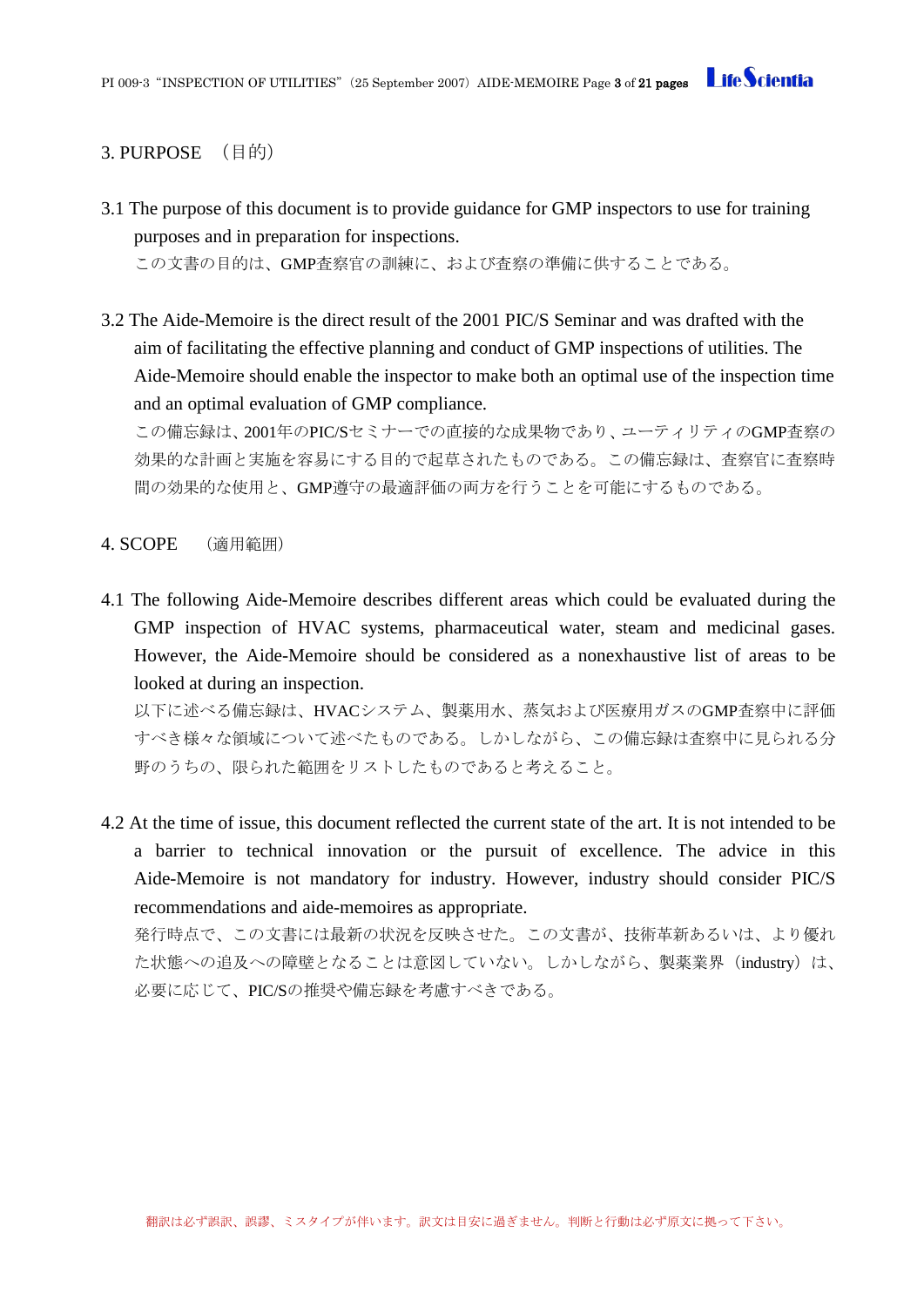## 3. PURPOSE （目的）

3.1 The purpose of this document is to provide guidance for GMP inspectors to use for training purposes and in preparation for inspections.
この文書の目的は、GMP査察官の訓練に、および査察の準備に供することである。

3.2 The Aide-Memoire is the direct result of the 2001 PIC/S Seminar and was drafted with the aim of facilitating the effective planning and conduct of GMP inspections of utilities. The Aide-Memoire should enable the inspector to make both an optimal use of the inspection time and an optimal evaluation of GMP compliance.
この備忘録は、2001年のPIC/Sセミナーでの直接的な成果物であり、ユーティリティのGMP査察の効果的な計画と実施を容易にする目的で起草されたものである。この備忘録は、査察官に査察時間の効果的な使用と、GMP遵守の最適評価の両方を行うことを可能にするものである。

## 4. SCOPE （適用範囲）

4.1 The following Aide-Memoire describes different areas which could be evaluated during the GMP inspection of HVAC systems, pharmaceutical water, steam and medicinal gases. However, the Aide-Memoire should be considered as a nonexhaustive list of areas to be looked at during an inspection.
以下に述べる備忘録は、HVACシステム、製薬用水、蒸気および医療用ガスのGMP査察中に評価すべき様々な領域について述べたものである。しかしながら、この備忘録は査察中に見られる分野のうちの、限られた範囲をリストしたものであると考えること。

4.2 At the time of issue, this document reflected the current state of the art. It is not intended to be a barrier to technical innovation or the pursuit of excellence. The advice in this Aide-Memoire is not mandatory for industry. However, industry should consider PIC/S recommendations and aide-memoires as appropriate.
発行時点で、この文書には最新の状況を反映させた。この文書が、技術革新あるいは、より優れた状態への追及への障壁となることは意図していない。しかしながら、製薬業界（industry）は、必要に応じて、PIC/Sの推奨や備忘録を考慮すべきである。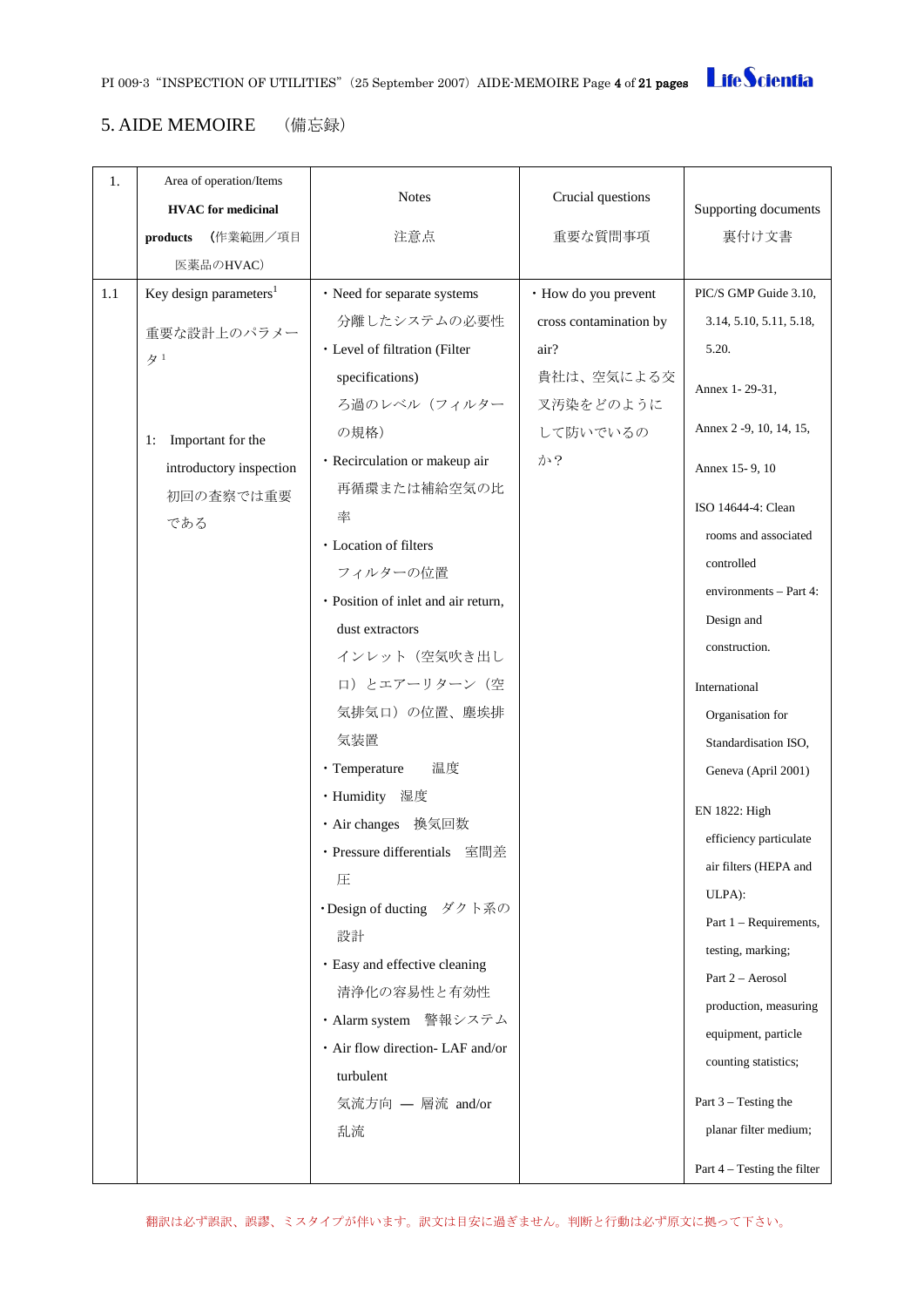## 5. AIDE MEMOIRE　（備忘録）

| 1. | Area of operation/Items **HVAC for medicinal products** （作業範囲／項目 医薬品のHVAC） | Notes 注意点 | Crucial questions 重要な質問事項 | Supporting documents 裏付け文書 |
|---|---|---|---|---|
| 1.1 | Key design parameters[1]<br>重要な設計上のパラメータ[1]<br><br>1: Important for the introductory inspection<br>初回の査察では重要である | ・Need for separate systems<br>分離したシステムの必要性<br>・Level of filtration (Filter specifications)<br>ろ過のレベル（フィルターの規格）<br>・Recirculation or makeup air<br>再循環または補給空気の比率<br>・Location of filters<br>フィルターの位置<br>・Position of inlet and air return, dust extractors<br>インレット（空気吹き出し口）とエアーリターン（空気排気口）の位置、塵埃排気装置<br>・Temperature　温度<br>・Humidity　湿度<br>・Air changes　換気回数<br>・Pressure differentials　室間差圧<br>・Design of ducting　ダクト系の設計<br>・Easy and effective cleaning<br>清浄化の容易性と有効性<br>・Alarm system　警報システム<br>・Air flow direction- LAF and/or turbulent<br>気流方向 ― 層流 and/or 乱流 | ・How do you prevent cross contamination by air?<br>貴社は、空気による交叉汚染をどのようにして防いでいるのか？ | PIC/S GMP Guide 3.10, 3.14, 5.10, 5.11, 5.18, 5.20.<br><br>Annex 1- 29-31,<br><br>Annex 2 -9, 10, 14, 15,<br><br>Annex 15- 9, 10<br><br>ISO 14644-4: Clean rooms and associated controlled environments – Part 4: Design and construction.<br><br>International Organisation for Standardisation ISO, Geneva (April 2001)<br><br>EN 1822: High efficiency particulate air filters (HEPA and ULPA):<br>Part 1 – Requirements, testing, marking;<br>Part 2 – Aerosol production, measuring equipment, particle counting statistics;<br><br>Part 3 – Testing the planar filter medium;<br><br>Part 4 – Testing the filter |

翻訳は必ず誤訳、誤謬、ミスタイプが伴います。訳文は目安に過ぎません。判断と行動は必ず原文に拠って下さい。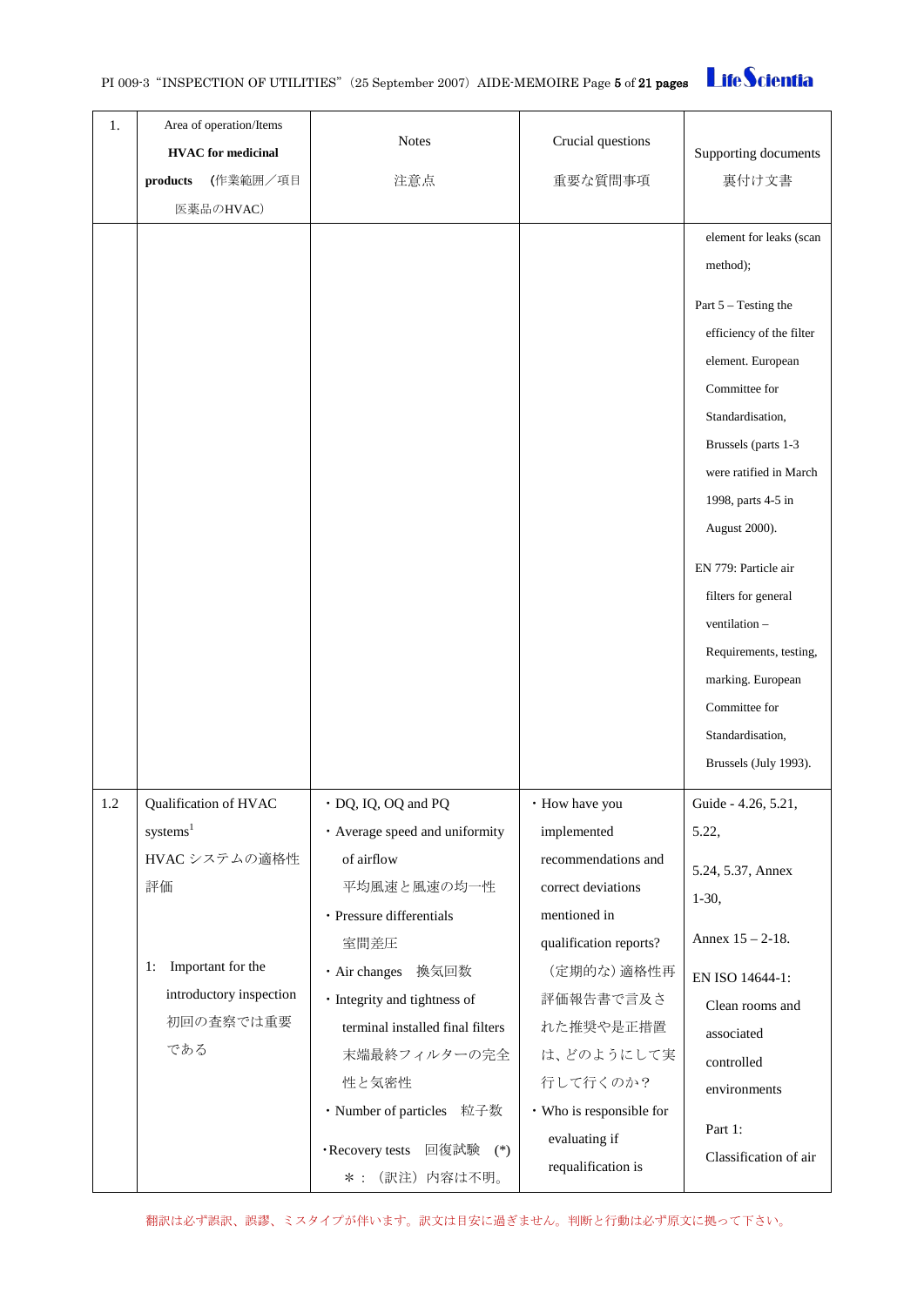| 1. | Area of operation/Items **HVAC for medicinal products** (作業範囲／項目 医薬品のHVAC) | Notes 注意点 | Crucial questions 重要な質問事項 | Supporting documents 裏付け文書 |
|---|---|---|---|---|
| | | | | element for leaks (scan method); Part 5 – Testing the efficiency of the filter element. European Committee for Standardisation, Brussels (parts 1-3 were ratified in March 1998, parts 4-5 in August 2000). EN 779: Particle air filters for general ventilation – Requirements, testing, marking. European Committee for Standardisation, Brussels (July 1993). |
| 1.2 | Qualification of HVAC systems[1] HVAC システムの適格性評価<br><br>1: Important for the introductory inspection 初回の査察では重要である | ・DQ, IQ, OQ and PQ<br>・Average speed and uniformity of airflow 平均風速と風速の均一性<br>・Pressure differentials 室間差圧<br>・Air changes 換気回数<br>・Integrity and tightness of terminal installed final filters 末端最終フィルターの完全性と気密性<br>・Number of particles 粒子数<br>・Recovery tests 回復試験 (*)<br>＊：（訳注）内容は不明。 | ・How have you implemented recommendations and correct deviations mentioned in qualification reports? （定期的な）適格性再評価報告書で言及された推奨や是正措置は、どのようにして実行して行くのか？<br>・Who is responsible for evaluating if requalification is | Guide - 4.26, 5.21, 5.22,<br>5.24, 5.37, Annex 1-30,<br>Annex 15 – 2-18.<br>EN ISO 14644-1: Clean rooms and associated controlled environments<br>Part 1: Classification of air |

翻訳は必ず誤訳、誤謬、ミスタイプが伴います。訳文は目安に過ぎません。判断と行動は必ず原文に拠って下さい。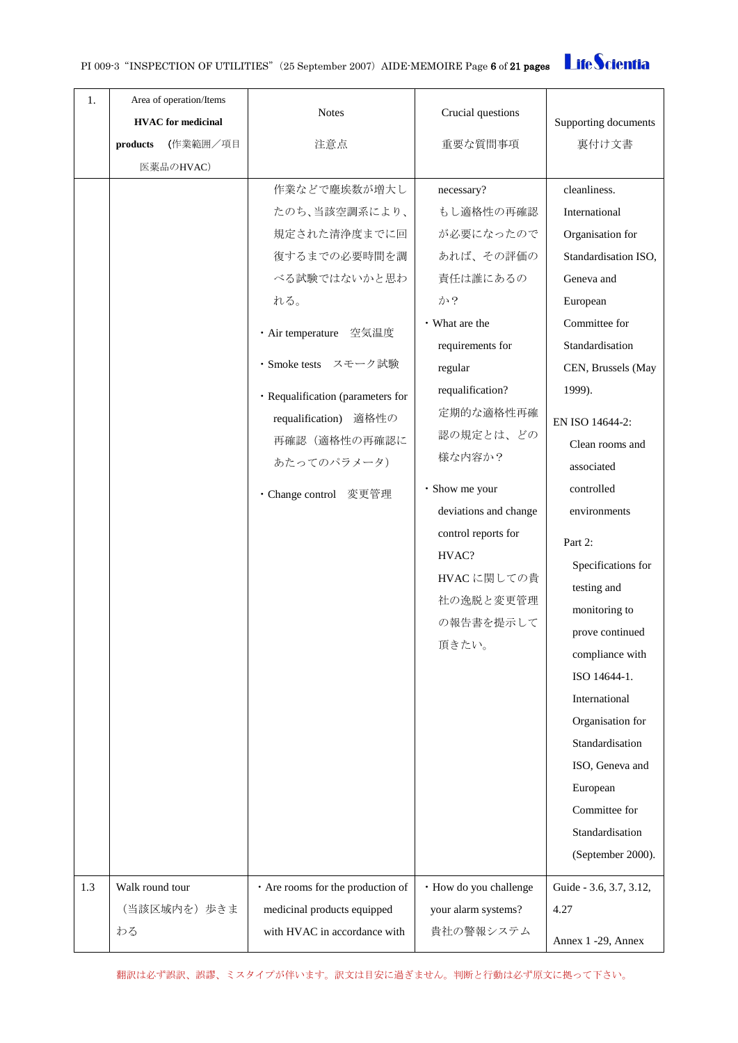| 1. | Area of operation/Items **HVAC for medicinal products** （作業範囲／項目 医薬品のHVAC） | Notes 注意点 | Crucial questions 重要な質問事項 | Supporting documents 裏付け文書 |
|---|---|---|---|---|
| | | 作業などで塵埃数が増大したのち、当該空調系により、規定された清浄度までに回復するまでの必要時間を調べる試験ではないかと思われる。<br>・Air temperature 空気温度<br>・Smoke tests スモーク試験<br>・Requalification (parameters for requalification) 適格性の再確認（適格性の再確認にあたってのパラメータ）<br>・Change control 変更管理 | necessary?<br>もし適格性の再確認が必要になったのであれば、その評価の責任は誰にあるのか？<br>・What are the requirements for regular requalification?<br>定期的な適格性再確認の規定とは、どの様な内容か？<br>・Show me your deviations and change control reports for HVAC?<br>HVAC に関しての貴社の逸脱と変更管理の報告書を提示して頂きたい。 | cleanliness. International Organisation for Standardisation ISO, Geneva and European Committee for Standardisation CEN, Brussels (May 1999).<br>EN ISO 14644-2: Clean rooms and associated controlled environments<br>Part 2: Specifications for testing and monitoring to prove continued compliance with ISO 14644-1. International Organisation for Standardisation ISO, Geneva and European Committee for Standardisation (September 2000). |
| 1.3 | Walk round tour （当該区域内を）歩きまわる | ・Are rooms for the production of medicinal products equipped with HVAC in accordance with | ・How do you challenge your alarm systems?<br>貴社の警報システム | Guide - 3.6, 3.7, 3.12, 4.27<br>Annex 1 -29, Annex |

翻訳は必ず誤訳、誤謬、ミスタイプが伴います。訳文は目安に過ぎません。判断と行動は必ず原文に拠って下さい。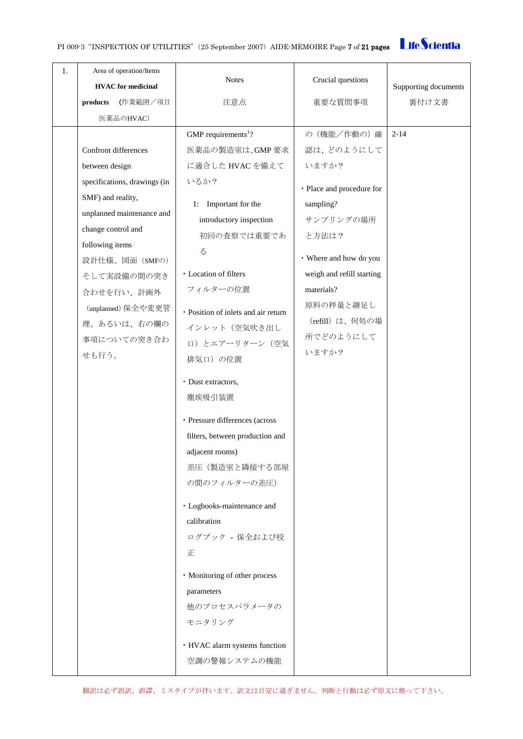| 1. | Area of operation/Items **HVAC for medicinal products** (作業範囲／項目 医薬品のHVAC) | Notes 注意点 | Crucial questions 重要な質問事項 | Supporting documents 裏付け文書 |
|---|---|---|---|---|
| | Confront differences between design specifications, drawings (in SMF) and reality, unplanned maintenance and change control and following items 設計仕様、図面（SMFの）そして実設備の間の突き合わせを行い、計画外（unplanned）保全や変更管理、あるいは、右の欄の事項についての突き合わせも行う。 | GMP requirements[1]? 医薬品の製造室は、GMP 要求に適合した HVAC を備えているか？<br><br>1: Important for the introductory inspection 初回の査察では重要である<br><br>・Location of filters フィルターの位置<br><br>・Position of inlets and air return インレット（空気吹き出し口）とエアーリターン（空気排気口）の位置<br><br>・Dust extractors, 塵埃吸引装置<br><br>・Pressure differences (across filters, between production and adjacent rooms) 差圧（製造室と隣接する部屋の間のフィルターの差圧）<br><br>・Logbooks-maintenance and calibration ログブック - 保全および校正<br><br>・Monitoring of other process parameters 他のプロセスパラメータのモニタリング<br><br>・HVAC alarm systems function 空調の警報システムの機能 | の（機能／作動の）確認は、どのようにしていますか？<br><br>・Place and procedure for sampling? サンプリングの場所と方法は？<br><br>・Where and how do you weigh and refill starting materials? 原料の秤量と継足し（refill）は、何処の場所でどのようにしていますか？ | 2-14 |

翻訳は必ず誤訳、誤謬、ミスタイプが伴います。訳文は目安に過ぎません。判断と行動は必ず原文に拠って下さい。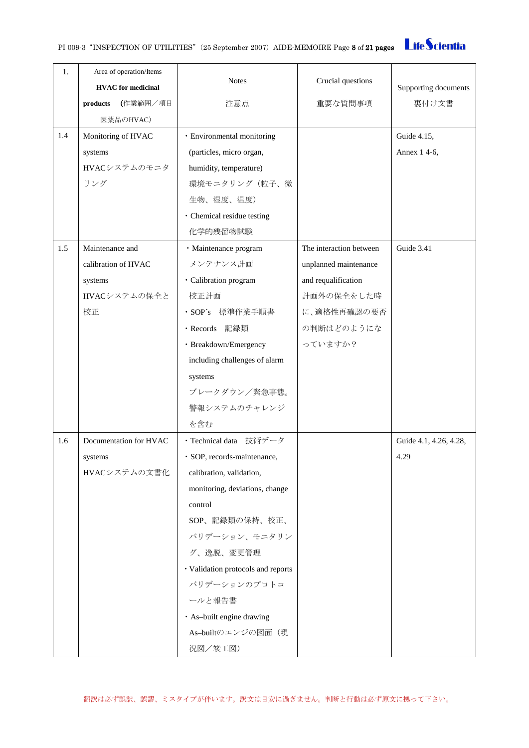| 1. | Area of operation/Items **HVAC for medicinal products** (作業範囲／項目 医薬品のHVAC) | Notes 注意点 | Crucial questions 重要な質問事項 | Supporting documents 裏付け文書 |
|---|---|---|---|---|
| 1.4 | Monitoring of HVAC systems HVACシステムのモニタリング | ・Environmental monitoring (particles, micro organ, humidity, temperature) 環境モニタリング（粒子、微生物、湿度、温度）<br>・Chemical residue testing 化学的残留物試験 | | Guide 4.15, Annex 1 4-6, |
| 1.5 | Maintenance and calibration of HVAC systems HVACシステムの保全と校正 | ・Maintenance program メンテナンス計画<br>・Calibration program 校正計画<br>・SOP´s 標準作業手順書<br>・Records 記録類<br>・Breakdown/Emergency including challenges of alarm systems ブレークダウン／緊急事態。警報システムのチャレンジを含む | The interaction between unplanned maintenance and requalification 計画外の保全をした時に、適格性再確認の要否の判断はどのようになっていますか？ | Guide 3.41 |
| 1.6 | Documentation for HVAC systems HVACシステムの文書化 | ・Technical data 技術データ<br>・SOP, records-maintenance, calibration, validation, monitoring, deviations, change control SOP、記録類の保持、校正、バリデーション、モニタリング、逸脱、変更管理<br>・Validation protocols and reports バリデーションのプロトコールと報告書<br>・As–built engine drawing As–builtのエンジの図面（現況図／竣工図） | | Guide 4.1, 4.26, 4.28, 4.29 |

翻訳は必ず誤訳、誤謬、ミスタイプが伴います。訳文は目安に過ぎません。判断と行動は必ず原文に拠って下さい。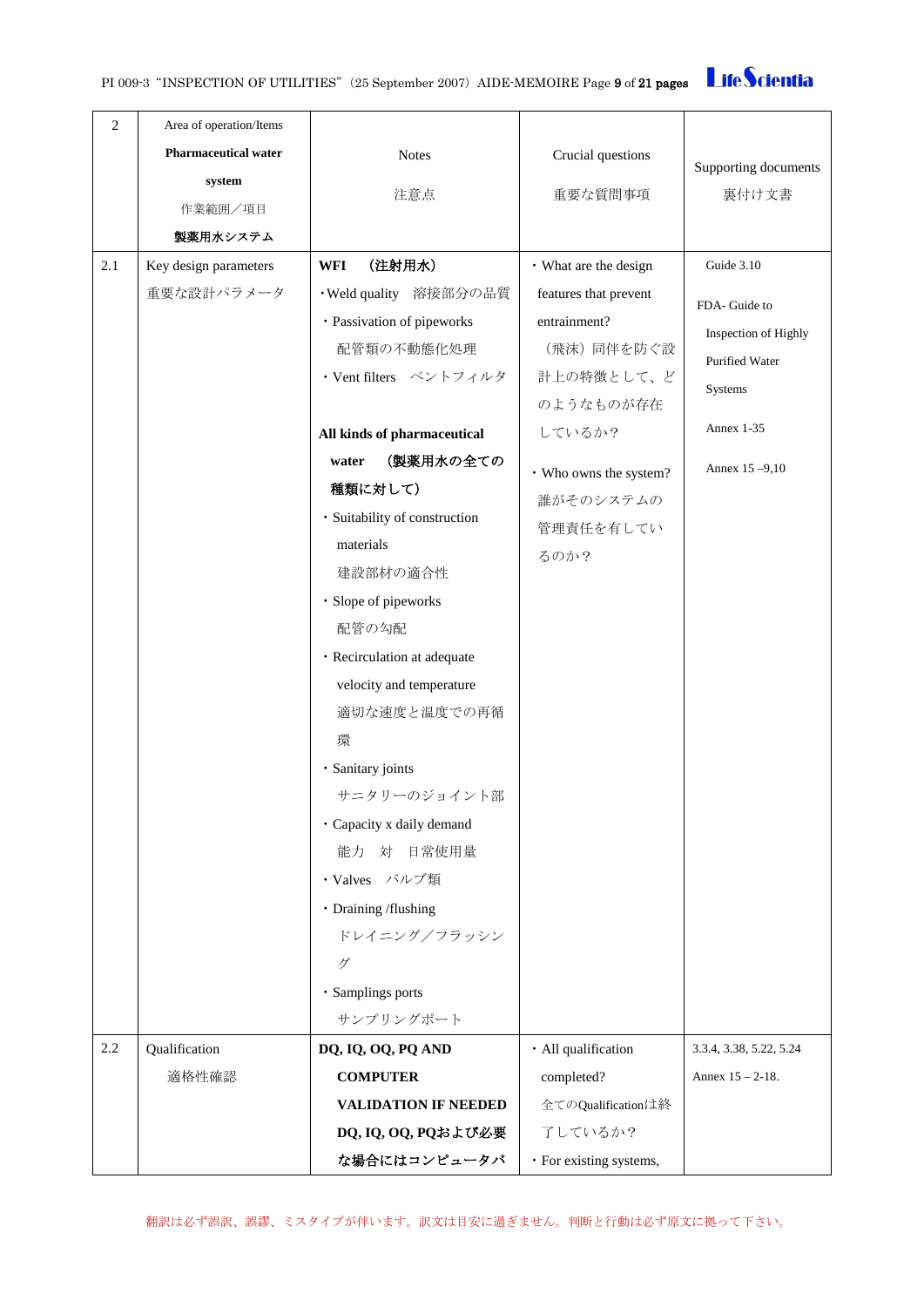| 2 | Area of operation/Items<br>**Pharmaceutical water system**<br>作業範囲／項目<br>**製薬用水システム** | Notes<br>注意点 | Crucial questions<br>重要な質問事項 | Supporting documents<br>裏付け文書 |
|---|---|---|---|---|
| 2.1 | Key design parameters<br>重要な設計パラメータ | **WFI （注射用水）**<br>・Weld quality 溶接部分の品質<br>・Passivation of pipeworks<br>配管類の不動態化処理<br>・Vent filters ベントフィルタ<br><br>**All kinds of pharmaceutical water （製薬用水の全ての種類に対して）**<br>・Suitability of construction materials<br>建設部材の適合性<br>・Slope of pipeworks<br>配管の勾配<br>・Recirculation at adequate velocity and temperature<br>適切な速度と温度での再循環<br>・Sanitary joints<br>サニタリーのジョイント部<br>・Capacity x daily demand<br>能力 対 日常使用量<br>・Valves バルブ類<br>・Draining /flushing<br>ドレイニング／フラッシング<br>・Samplings ports<br>サンプリングポート | ・What are the design features that prevent entrainment?<br>（飛沫）同伴を防ぐ設計上の特徴として、どのようなものが存在しているか？<br><br>・Who owns the system?<br>誰がそのシステムの管理責任を有しているのか？ | Guide 3.10<br><br>FDA- Guide to Inspection of Highly Purified Water Systems<br><br>Annex 1-35<br><br>Annex 15 –9,10 |
| 2.2 | Qualification<br>適格性確認 | **DQ, IQ, OQ, PQ AND COMPUTER VALIDATION IF NEEDED**<br>**DQ, IQ, OQ, PQおよび必要な場合にはコンピュータバ** | ・All qualification completed?<br>全てのQualificationは終了しているか？<br>・For existing systems, | 3.3.4, 3.38, 5.22, 5.24<br>Annex 15 – 2-18. |

翻訳は必ず誤訳、誤謬、ミスタイプが伴います。訳文は目安に過ぎません。判断と行動は必ず原文に拠って下さい。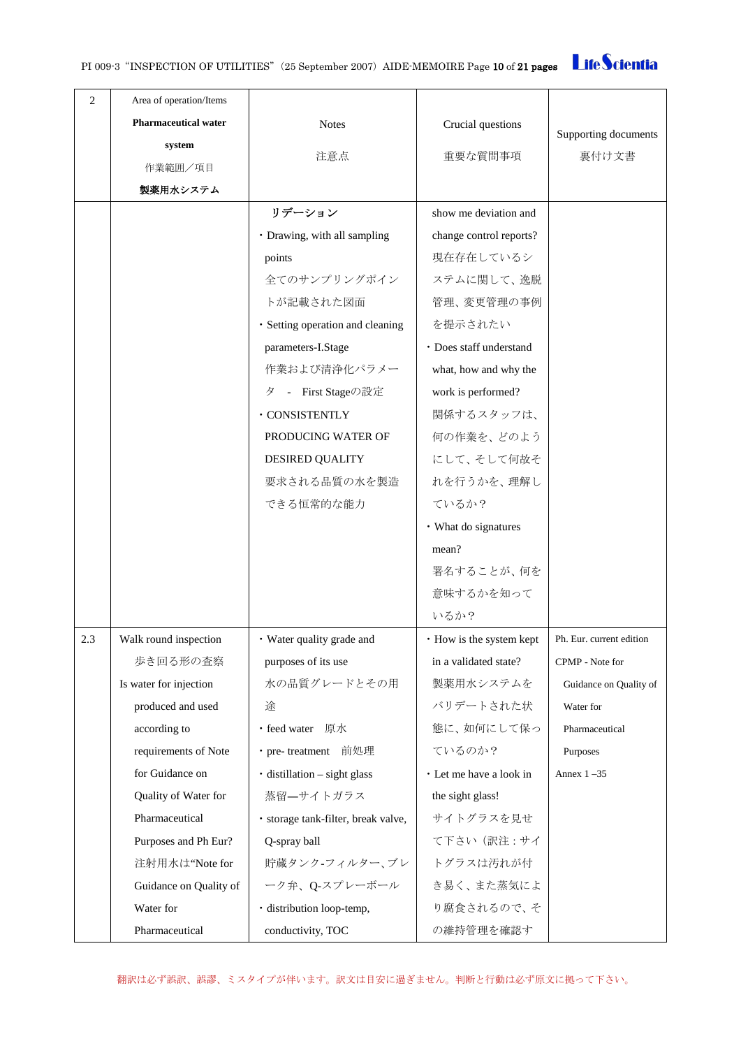| 2 | Area of operation/Items<br>**Pharmaceutical water system**<br>作業範囲／項目<br>**製薬用水システム** | Notes<br>注意点 | Crucial questions<br>重要な質問事項 | Supporting documents<br>裏付け文書 |
|---|---|---|---|---|
| | | リデーション<br>・Drawing, with all sampling points<br>全てのサンプリングポイントが記載された図面<br>・Setting operation and cleaning parameters-I.Stage<br>作業および清浄化パラメータ　-　First Stageの設定<br>・CONSISTENTLY PRODUCING WATER OF DESIRED QUALITY<br>要求される品質の水を製造できる恒常的な能力 | show me deviation and change control reports?<br>現在存在しているシステムに関して、逸脱管理、変更管理の事例を提示されたい<br>・Does staff understand what, how and why the work is performed?<br>関係するスタッフは、何の作業を、どのようにして、そして何故それを行うかを、理解しているか？<br>・What do signatures mean?<br>署名することが、何を意味するかを知っているか？ | |
| 2.3 | Walk round inspection<br>歩き回る形の査察<br>Is water for injection produced and used according to requirements of Note for Guidance on Quality of Water for Pharmaceutical Purposes and Ph Eur?<br>注射用水は“Note for Guidance on Quality of Water for Pharmaceutical | ・Water quality grade and purposes of its use<br>水の品質グレードとその用途<br>・feed water　原水<br>・pre- treatment　前処理<br>・distillation – sight glass<br>蒸留—サイトガラス<br>・storage tank-filter, break valve, Q-spray ball<br>貯蔵タンク-フィルター、ブレーク弁、Q-スプレーボール<br>・distribution loop-temp, conductivity, TOC | ・How is the system kept in a validated state?<br>製薬用水システムをバリデートされた状態に、如何にして保っているのか？<br>・Let me have a look in the sight glass!<br>サイトグラスを見せて下さい（訳注：サイトグラスは汚れが付き易く、また蒸気により腐食されるので、その維持管理を確認す | Ph. Eur. current edition<br>CPMP - Note for Guidance on Quality of Water for Pharmaceutical Purposes<br>Annex 1 –35 |

翻訳は必ず誤訳、誤謬、ミスタイプが伴います。訳文は目安に過ぎません。判断と行動は必ず原文に拠って下さい。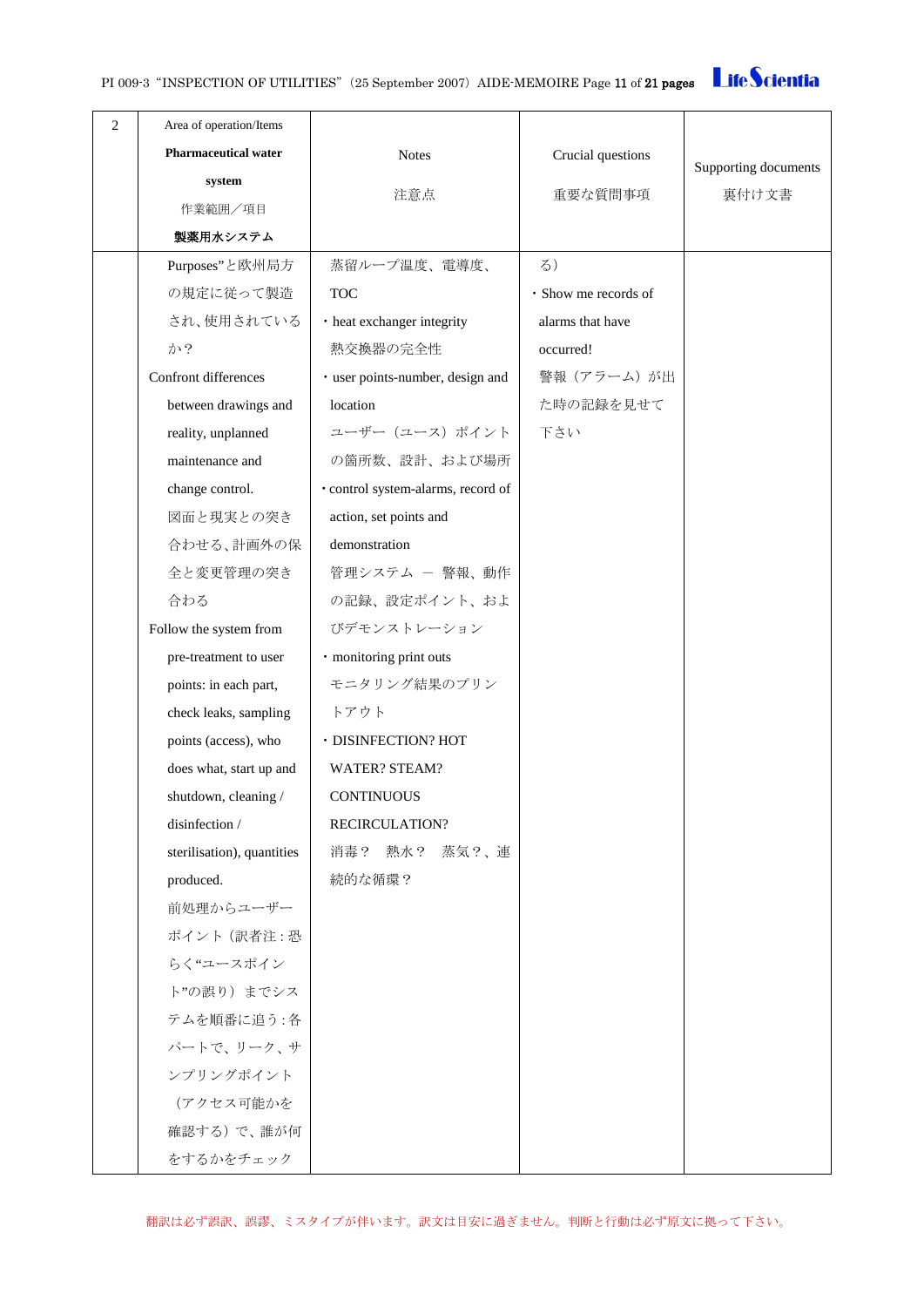| 2 | Area of operation/Items **Pharmaceutical water system** 作業範囲／項目 **製薬用水システム** | Notes 注意点 | Crucial questions 重要な質問事項 | Supporting documents 裏付け文書 |
|---|---|---|---|---|
| | Purposes”と欧州局方の規定に従って製造され、使用されているか？ Confront differences between drawings and reality, unplanned maintenance and change control. 図面と現実との突き合わせる、計画外の保全と変更管理の突き合わる Follow the system from pre-treatment to user points: in each part, check leaks, sampling points (access), who does what, start up and shutdown, cleaning / disinfection / sterilisation), quantities produced. 前処理からユーザーポイント（訳者注：恐らく“ユースポイント”の誤り）までシステムを順番に追う：各パートで、リーク、サンプリングポイント（アクセス可能かを確認する）で、誰が何をするかをチェック | 蒸留ループ温度、電導度、TOC<br>・heat exchanger integrity 熱交換器の完全性<br>・user points-number, design and location ユーザー（ユース）ポイントの箇所数、設計、および場所<br>・control system-alarms, record of action, set points and demonstration 管理システム － 警報、動作の記録、設定ポイント、およびデモンストレーション<br>・monitoring print outs モニタリング結果のプリントアウト<br>・DISINFECTION? HOT WATER? STEAM? CONTINUOUS RECIRCULATION? 消毒？ 熱水？ 蒸気？、連続的な循環？ | る）<br>・Show me records of alarms that have occurred! 警報（アラーム）が出た時の記録を見せて下さい | |

翻訳は必ず誤訳、誤謬、ミスタイプが伴います。訳文は目安に過ぎません。判断と行動は必ず原文に拠って下さい。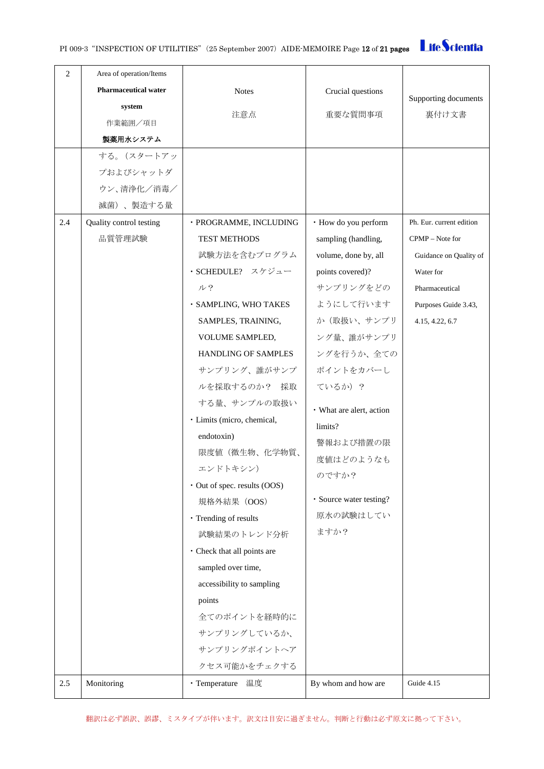| 2 | Area of operation/Items **Pharmaceutical water system** 作業範囲／項目 **製薬用水システム** | Notes 注意点 | Crucial questions 重要な質問事項 | Supporting documents 裏付け文書 |
|---|---|---|---|---|
| | する。（スタートアップおよびシャットダウン、清浄化／消毒／滅菌）、製造する量 | | | |
| 2.4 | Quality control testing 品質管理試験 | ・PROGRAMME, INCLUDING TEST METHODS 試験方法を含むプログラム<br>・SCHEDULE? スケジュール？<br>・SAMPLING, WHO TAKES SAMPLES, TRAINING, VOLUME SAMPLED, HANDLING OF SAMPLES サンプリング、誰がサンプルを採取するのか？ 採取する量、サンプルの取扱い<br>・Limits (micro, chemical, endotoxin) 限度値（微生物、化学物質、エンドトキシン）<br>・Out of spec. results (OOS) 規格外結果（OOS）<br>・Trending of results 試験結果のトレンド分析<br>・Check that all points are sampled over time, accessibility to sampling points 全てのポイントを経時的にサンプリングしているか、サンプリングポイントへアクセス可能かをチェクする | ・How do you perform sampling (handling, volume, done by, all points covered)? サンプリングをどのようにして行いますか（取扱い、サンプリング量、誰がサンプリングを行うか、全てのポイントをカバーしているか）？<br>・What are alert, action limits? 警報および措置の限度値はどのようなものですか？<br>・Source water testing? 原水の試験はしていますか？ | Ph. Eur. current edition<br>CPMP – Note for Guidance on Quality of Water for Pharmaceutical Purposes Guide 3.43, 4.15, 4.22, 6.7 |
| 2.5 | Monitoring | ・Temperature 温度 | By whom and how are | Guide 4.15 |

翻訳は必ず誤訳、誤謬、ミスタイプが伴います。訳文は目安に過ぎません。判断と行動は必ず原文に拠って下さい。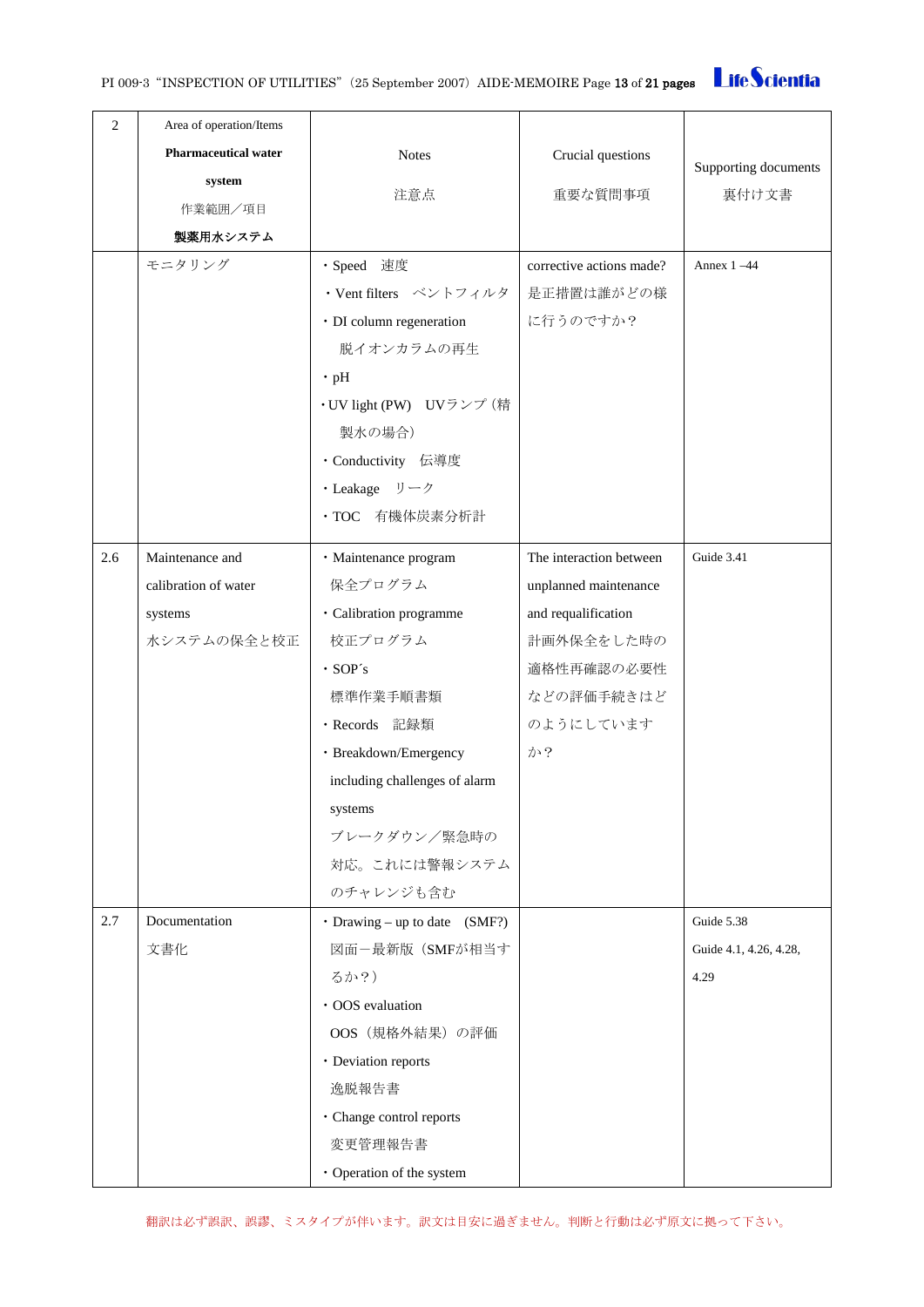| 2 | Area of operation/Items<br>**Pharmaceutical water system**<br>作業範囲／項目<br>**製薬用水システム** | Notes<br>注意点 | Crucial questions<br>重要な質問事項 | Supporting documents<br>裏付け文書 |
|---|---|---|---|---|
| | モニタリング | ・Speed　速度<br>・Vent filters　ベントフィルタ<br>・DI column regeneration　脱イオンカラムの再生<br>・pH<br>・UV light (PW)　UVランプ（精製水の場合）<br>・Conductivity　伝導度<br>・Leakage　リーク<br>・TOC　有機体炭素分析計 | corrective actions made?<br>是正措置は誰がどの様に行うのですか？ | Annex 1 –44 |
| 2.6 | Maintenance and calibration of water systems<br>水システムの保全と校正 | ・Maintenance program　保全プログラム<br>・Calibration programme　校正プログラム<br>・SOP´s　標準作業手順書類<br>・Records　記録類<br>・Breakdown/Emergency including challenges of alarm systems<br>ブレークダウン／緊急時の対応。これには警報システムのチャレンジも含む | The interaction between unplanned maintenance and requalification<br>計画外保全をした時の適格性再確認の必要性などの評価手続きはどのようにしていますか？ | Guide 3.41 |
| 2.7 | Documentation<br>文書化 | ・Drawing – up to date　(SMF?)<br>図面－最新版（SMFが相当するか？）<br>・OOS evaluation<br>OOS（規格外結果）の評価<br>・Deviation reports<br>逸脱報告書<br>・Change control reports<br>変更管理報告書<br>・Operation of the system | | Guide 5.38<br>Guide 4.1, 4.26, 4.28, 4.29 |

翻訳は必ず誤訳、誤謬、ミスタイプが伴います。訳文は目安に過ぎません。判断と行動は必ず原文に拠って下さい。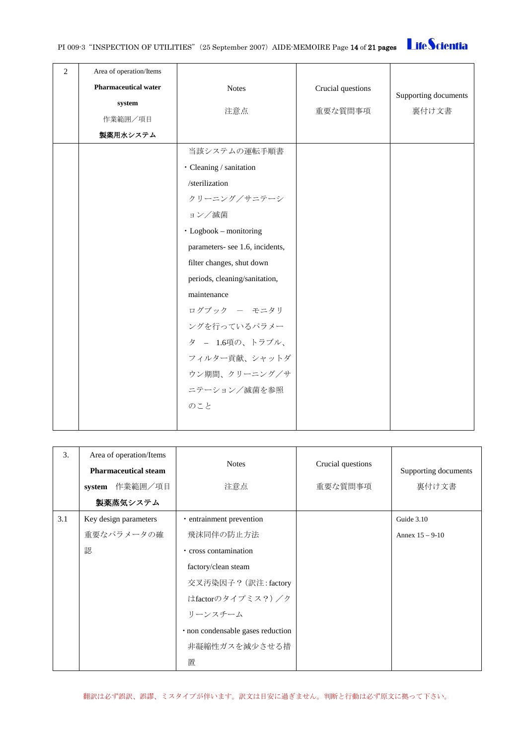| 2 | Area of operation/Items **Pharmaceutical water system** 作業範囲／項目 **製薬用水システム** | Notes 注意点 | Crucial questions 重要な質問事項 | Supporting documents 裏付け文書 |
|---|---|---|---|---|
| | | 当該システムの運転手順書<br>・Cleaning / sanitation /sterilization<br>クリーニング／サニテーション／滅菌<br>・Logbook – monitoring parameters- see 1.6, incidents, filter changes, shut down periods, cleaning/sanitation, maintenance<br>ログブック　－　モニタリングを行っているパラメータ　–　1.6項の、トラブル、フィルター貢献、シャットダウン期間、クリーニング／サニテーション／滅菌を参照のこと | | |

| 3. | Area of operation/Items **Pharmaceutical steam system** 作業範囲／項目 **製薬蒸気システム** | Notes 注意点 | Crucial questions 重要な質問事項 | Supporting documents 裏付け文書 |
|---|---|---|---|---|
| 3.1 | Key design parameters<br>重要なパラメータの確認 | ・entrainment prevention<br>飛沫同伴の防止方法<br>・cross contamination factory/clean steam<br>交叉汚染因子？（訳注：factoryはfactorのタイプミス？）／クリーンスチーム<br>・non condensable gases reduction<br>非凝縮性ガスを減少させる措置 | | Guide 3.10<br>Annex 15 – 9-10 |

翻訳は必ず誤訳、誤謬、ミスタイプが伴います。訳文は目安に過ぎません。判断と行動は必ず原文に拠って下さい。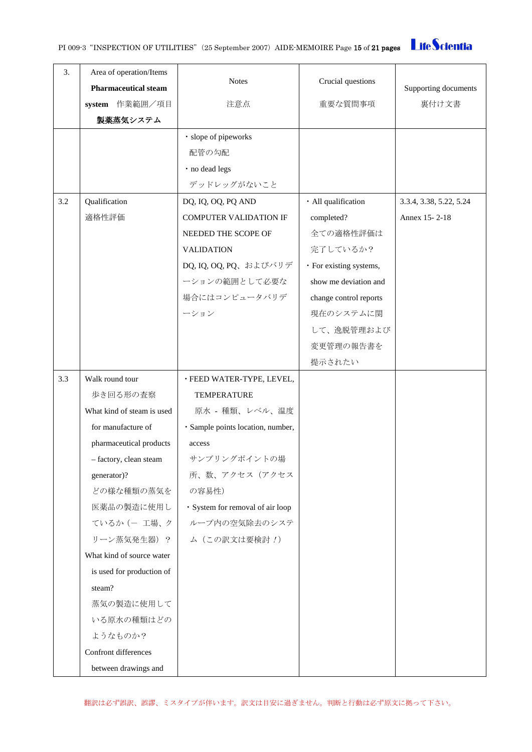| 3. | Area of operation/Items **Pharmaceutical steam system** 作業範囲／項目 **製薬蒸気システム** | Notes 注意点 | Crucial questions 重要な質問事項 | Supporting documents 裏付け文書 |
|---|---|---|---|---|
| | | ・slope of pipeworks 配管の勾配 ・no dead legs デッドレッグがないこと | | |
| 3.2 | Qualification 適格性評価 | DQ, IQ, OQ, PQ AND COMPUTER VALIDATION IF NEEDED THE SCOPE OF VALIDATION DQ, IQ, OQ, PQ、およびバリデーションの範囲として必要な場合にはコンピュータバリデーション | ・All qualification completed? 全ての適格性評価は完了しているか？ ・For existing systems, show me deviation and change control reports 現在のシステムに関して、逸脱管理および変更管理の報告書を提示されたい | 3.3.4, 3.38, 5.22, 5.24 Annex 15- 2-18 |
| 3.3 | Walk round tour 歩き回る形の査察 What kind of steam is used for manufacture of pharmaceutical products – factory, clean steam generator)? どの様な種類の蒸気を医薬品の製造に使用しているか（－ 工場、クリーン蒸気発生器）？ What kind of source water is used for production of steam? 蒸気の製造に使用している原水の種類はどのようなものか？ Confront differences between drawings and | ・FEED WATER-TYPE, LEVEL, TEMPERATURE 原水 - 種類、レベル、温度 ・Sample points location, number, access サンプリングポイントの場所、数、アクセス（アクセスの容易性） ・System for removal of air loop ループ内の空気除去のシステム（この訳文は要検討！） | | |

翻訳は必ず誤訳、誤謬、ミスタイプが伴います。訳文は目安に過ぎません。判断と行動は必ず原文に拠って下さい。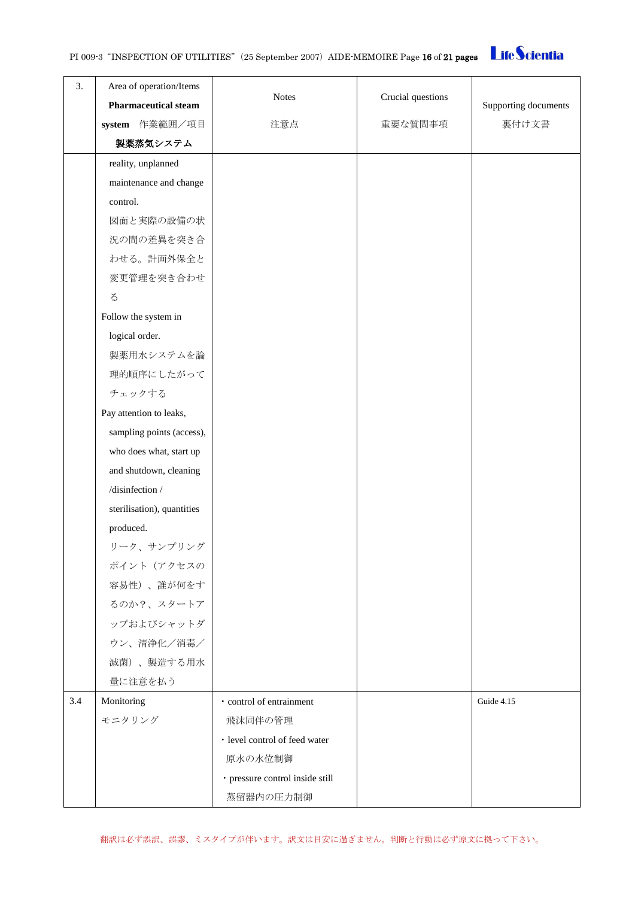| 3. | Area of operation/Items **Pharmaceutical steam system** 作業範囲／項目 **製薬蒸気システム** | Notes 注意点 | Crucial questions 重要な質問事項 | Supporting documents 裏付け文書 |
|---|---|---|---|---|
| | reality, unplanned maintenance and change control. 図面と実際の設備の状況の間の差異を突き合わせる。計画外保全と変更管理を突き合わせる<br>Follow the system in logical order. 製薬用水システムを論理的順序にしたがってチェックする<br>Pay attention to leaks, sampling points (access), who does what, start up and shutdown, cleaning /disinfection / sterilisation), quantities produced. リーク、サンプリングポイント（アクセスの容易性）、誰が何をするのか？、スタートアップおよびシャットダウン、清浄化／消毒／滅菌）、製造する用水量に注意を払う | | | |
| 3.4 | Monitoring モニタリング | ・control of entrainment 飛沫同伴の管理<br>・level control of feed water 原水の水位制御<br>・pressure control inside still 蒸留器内の圧力制御 | | Guide 4.15 |

翻訳は必ず誤訳、誤謬、ミスタイプが伴います。訳文は目安に過ぎません。判断と行動は必ず原文に拠って下さい。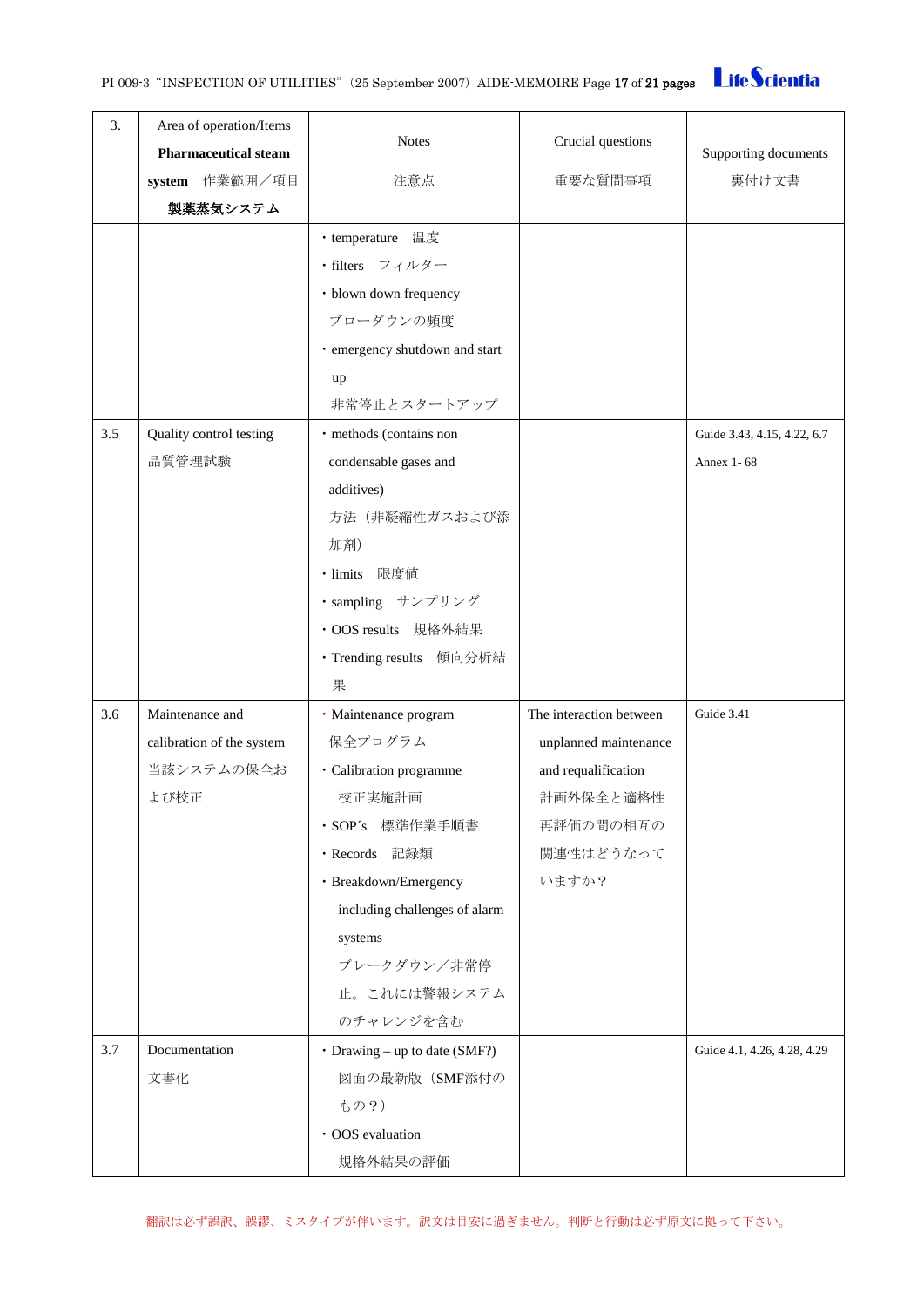| 3. | Area of operation/Items **Pharmaceutical steam system** 作業範囲／項目 **製薬蒸気システム** | Notes 注意点 | Crucial questions 重要な質問事項 | Supporting documents 裏付け文書 |
|---|---|---|---|---|
| | | ・temperature　温度<br>・filters　フィルター<br>・blown down frequency ブローダウンの頻度<br>・emergency shutdown and start up 非常停止とスタートアップ | | |
| 3.5 | Quality control testing 品質管理試験 | ・methods (contains non condensable gases and additives) 方法（非凝縮性ガスおよび添加剤）<br>・limits　限度値<br>・sampling　サンプリング<br>・OOS results　規格外結果<br>・Trending results　傾向分析結果 | | Guide 3.43, 4.15, 4.22, 6.7 Annex 1- 68 |
| 3.6 | Maintenance and calibration of the system 当該システムの保全および校正 | ・Maintenance program 保全プログラム<br>・Calibration programme 校正実施計画<br>・SOP´s　標準作業手順書<br>・Records　記録類<br>・Breakdown/Emergency including challenges of alarm systems ブレークダウン／非常停止。これには警報システムのチャレンジを含む | The interaction between unplanned maintenance and requalification 計画外保全と適格性再評価の間の相互の関連性はどうなっていますか？ | Guide 3.41 |
| 3.7 | Documentation 文書化 | ・Drawing – up to date (SMF?) 図面の最新版（SMF添付のもの？）<br>・OOS evaluation 規格外結果の評価 | | Guide 4.1, 4.26, 4.28, 4.29 |

翻訳は必ず誤訳、誤謬、ミスタイプが伴います。訳文は目安に過ぎません。判断と行動は必ず原文に拠って下さい。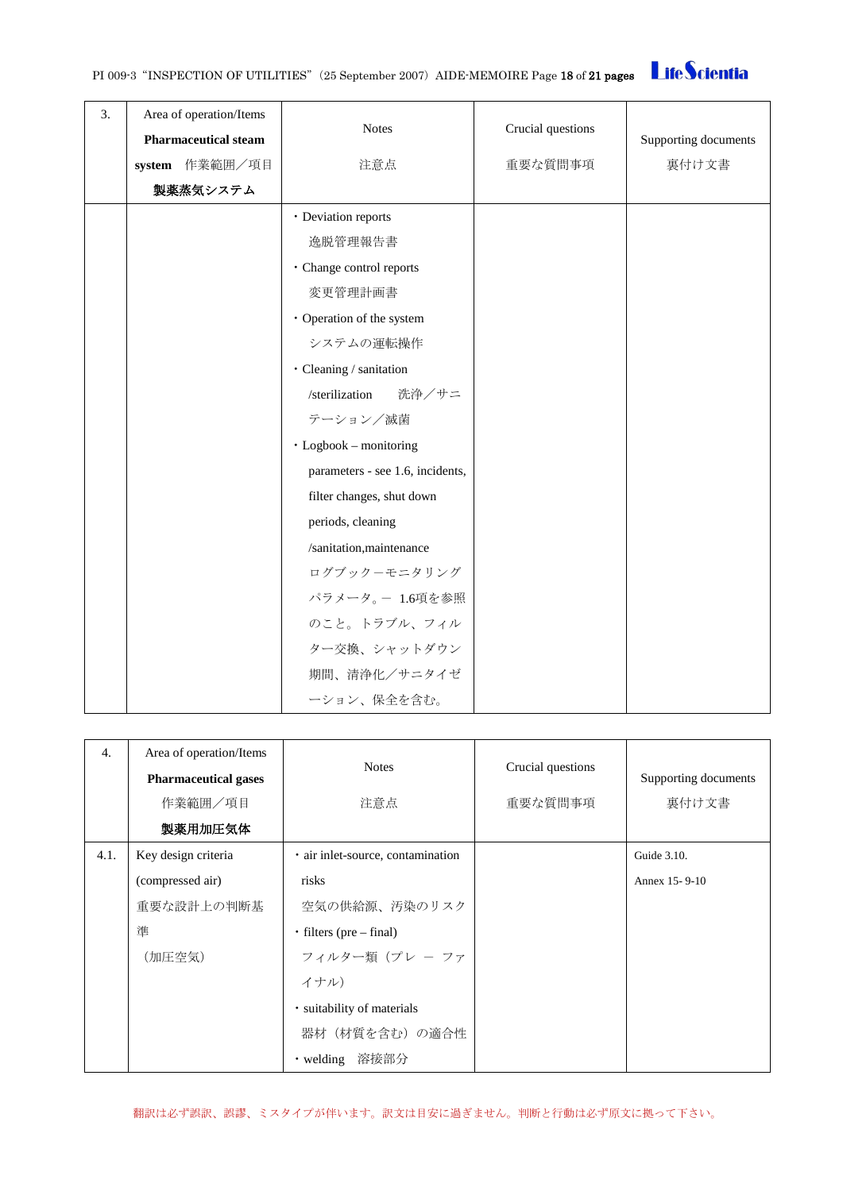| 3. | Area of operation/Items **Pharmaceutical steam system** 作業範囲／項目 **製薬蒸気システム** | Notes 注意点 | Crucial questions 重要な質問事項 | Supporting documents 裏付け文書 |
|---|---|---|---|---|
| | | ・Deviation reports 逸脱管理報告書<br>・Change control reports 変更管理計画書<br>・Operation of the system システムの運転操作<br>・Cleaning / sanitation /sterilization 洗浄／サニテーション／滅菌<br>・Logbook – monitoring parameters - see 1.6, incidents, filter changes, shut down periods, cleaning /sanitation,maintenance ログブックーモニタリングパラメータ。― 1.6項を参照のこと。トラブル、フィルター交換、シャットダウン期間、清浄化／サニタイゼーション、保全を含む。 | | |

| 4. | Area of operation/Items **Pharmaceutical gases** 作業範囲／項目 **製薬用加圧気体** | Notes 注意点 | Crucial questions 重要な質問事項 | Supporting documents 裏付け文書 |
|---|---|---|---|---|
| 4.1. | Key design criteria (compressed air) 重要な設計上の判断基準 （加圧空気） | ・air inlet-source, contamination risks 空気の供給源、汚染のリスク<br>・filters (pre – final) フィルター類（プレ ― ファイナル）<br>・suitability of materials 器材（材質を含む）の適合性<br>・welding 溶接部分 | | Guide 3.10.<br>Annex 15- 9-10 |

翻訳は必ず誤訳、誤謬、ミスタイプが伴います。訳文は目安に過ぎません。判断と行動は必ず原文に拠って下さい。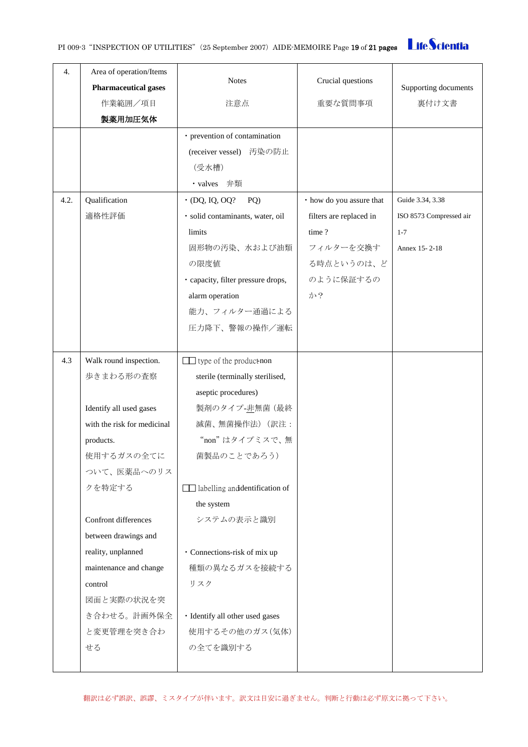| 4. | Area of operation/Items<br>**Pharmaceutical gases**<br>作業範囲／項目<br>**製薬用加圧気体** | Notes<br>注意点 | Crucial questions<br>重要な質問事項 | Supporting documents<br>裏付け文書 |
|---|---|---|---|---|
| | | ・prevention of contamination (receiver vessel)　汚染の防止（受水槽）<br>・valves　弁類 | | |
| 4.2. | Qualification<br>適格性評価 | ・(DQ, IQ, OQ?　PQ)<br>・solid contaminants, water, oil limits<br>固形物の汚染、水および油類の限度値<br>・capacity, filter pressure drops, alarm operation<br>能力、フィルター通過による圧力降下、警報の操作／運転 | ・how do you assure that filters are replaced in time ?<br>フィルターを交換する時点というのは、どのように保証するのか？ | Guide 3.34, 3.38<br>ISO 8573 Compressed air 1-7<br>Annex 15- 2-18 |
| 4.3 | Walk round inspection.<br>歩きまわる形の査察<br><br>Identify all used gases with the risk for medicinal products.<br>使用するガスの全てについて、医薬品へのリスクを特定する<br><br>Confront differences between drawings and reality, unplanned maintenance and change control<br>図面と実際の状況を突き合わせる。計画外保全と変更管理を突き合わせる | ☐ type of the product-non sterile (terminally sterilised, aseptic procedures)<br>製剤のタイプ-非無菌（最終滅菌、無菌操作法）（訳注："non" はタイプミスで、無菌製品のことであろう）<br><br>☐ labelling and identification of the system<br>システムの表示と識別<br><br>・Connections-risk of mix up<br>種類の異なるガスを接続するリスク<br><br>・Identify all other used gases<br>使用するその他のガス（気体）の全てを識別する | | |

翻訳は必ず誤訳、誤謬、ミスタイプが伴います。訳文は目安に過ぎません。判断と行動は必ず原文に拠って下さい。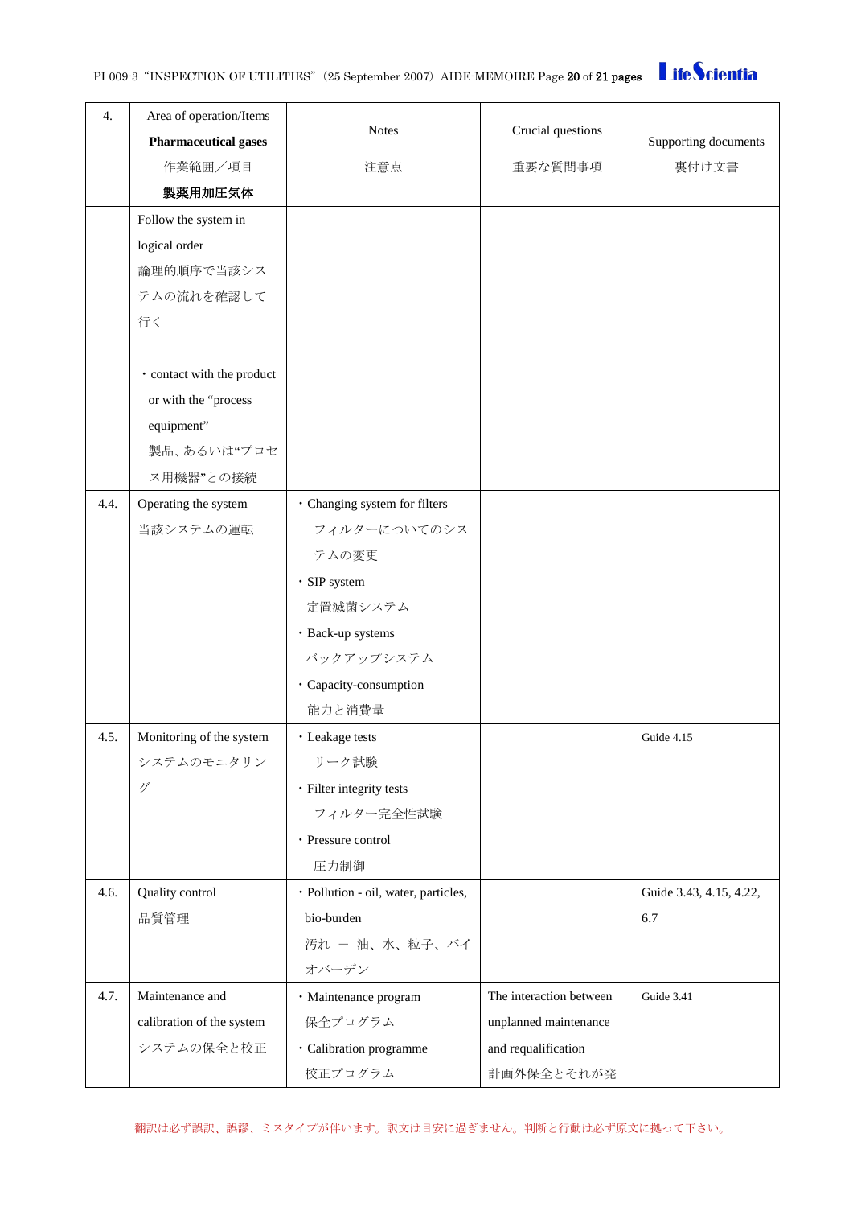| 4. | Area of operation/Items **Pharmaceutical gases** 作業範囲／項目 **製薬用加圧気体** | Notes 注意点 | Crucial questions 重要な質問事項 | Supporting documents 裏付け文書 |
|---|---|---|---|---|
| | Follow the system in logical order 論理的順序で当該システムの流れを確認して行く<br><br>・contact with the product or with the “process equipment” 製品、あるいは“プロセス用機器”との接続 | | | |
| 4.4. | Operating the system 当該システムの運転 | ・Changing system for filters フィルターについてのシステムの変更<br>・SIP system 定置滅菌システム<br>・Back-up systems バックアップシステム<br>・Capacity-consumption 能力と消費量 | | |
| 4.5. | Monitoring of the system システムのモニタリング | ・Leakage tests リーク試験<br>・Filter integrity tests フィルター完全性試験<br>・Pressure control 圧力制御 | | Guide 4.15 |
| 4.6. | Quality control 品質管理 | ・Pollution - oil, water, particles, bio-burden 汚れ － 油、水、粒子、バイオバーデン | | Guide 3.43, 4.15, 4.22, 6.7 |
| 4.7. | Maintenance and calibration of the system システムの保全と校正 | ・Maintenance program 保全プログラム<br>・Calibration programme 校正プログラム | The interaction between unplanned maintenance and requalification 計画外保全とそれが発 | Guide 3.41 |

翻訳は必ず誤訳、誤謬、ミスタイプが伴います。訳文は目安に過ぎません。判断と行動は必ず原文に拠って下さい。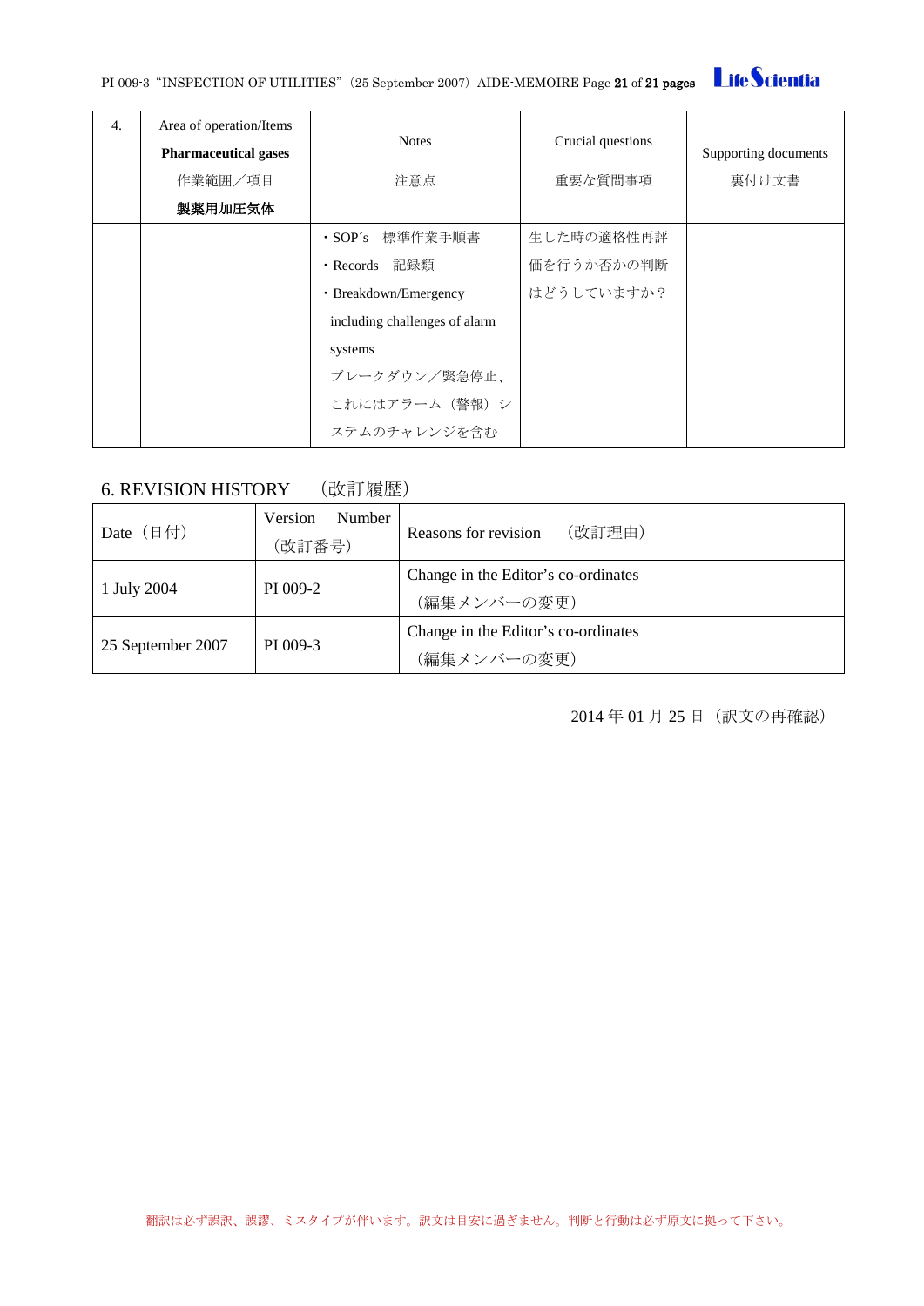| 4. | Area of operation/Items<br>**Pharmaceutical gases**<br>作業範囲／項目<br>**製薬用加圧気体** | Notes<br><br>注意点 | Crucial questions<br><br>重要な質問事項 | Supporting documents<br><br>裏付け文書 |
|---|---|---|---|---|
| | | ・SOP´s　標準作業手順書<br>・Records　記録類<br>・Breakdown/Emergency including challenges of alarm systems<br>ブレークダウン／緊急停止、これにはアラーム（警報）システムのチャレンジを含む | 生した時の適格性再評価を行うか否かの判断はどうしていますか？ | |

## 6. REVISION HISTORY　（改訂履歴）

| Date（日付） | Version Number（改訂番号） | Reasons for revision　（改訂理由） |
|---|---|---|
| 1 July 2004 | PI 009-2 | Change in the Editor's co-ordinates（編集メンバーの変更） |
| 25 September 2007 | PI 009-3 | Change in the Editor's co-ordinates（編集メンバーの変更） |

2014 年 01 月 25 日（訳文の再確認）

翻訳は必ず誤訳、誤謬、ミスタイプが伴います。訳文は目安に過ぎません。判断と行動は必ず原文に拠って下さい。